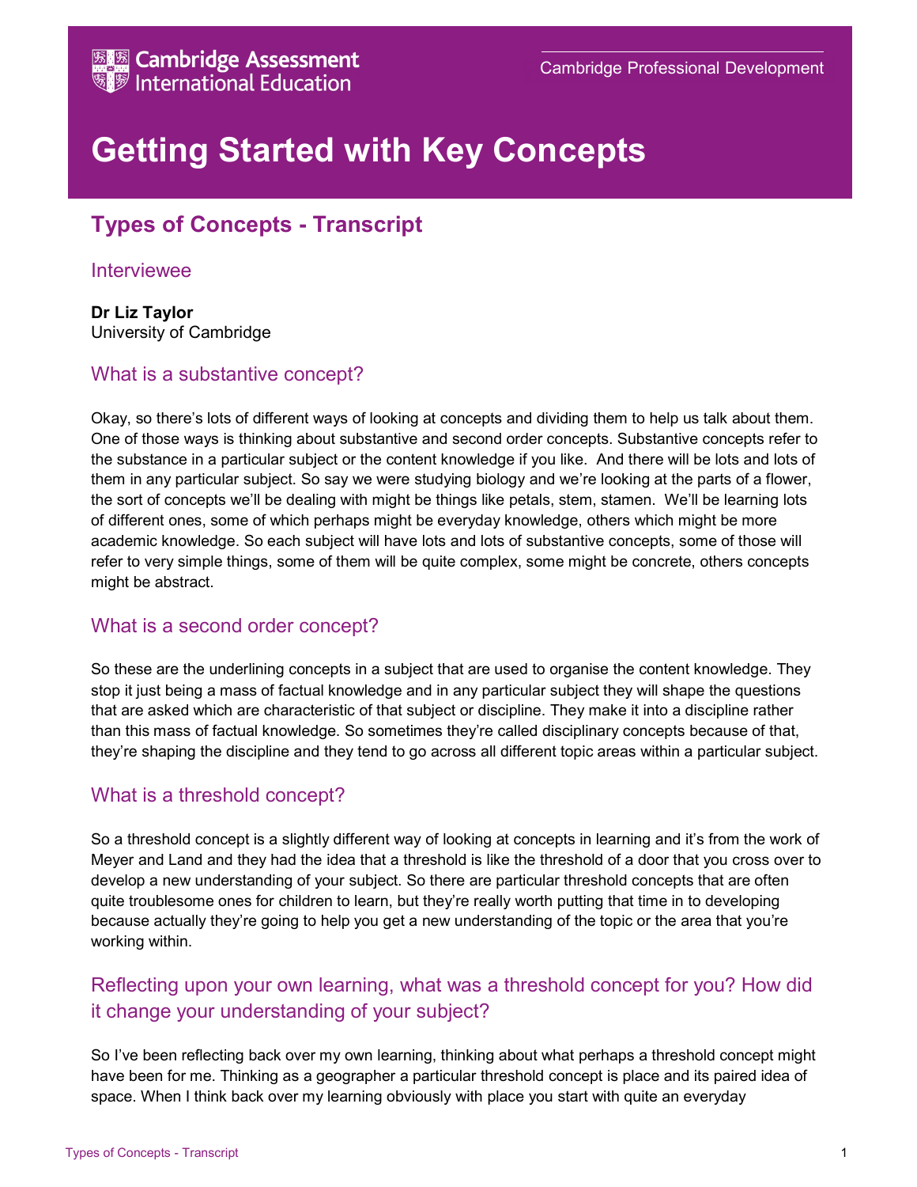Cambridge Assessment International Education

Cambridge Professional Development

# Getting Started with Key Concepts

## Types of Concepts - Transcript

### Interviewee

**Dr Liz Taylor**
University of Cambridge

### What is a substantive concept?

Okay, so there's lots of different ways of looking at concepts and dividing them to help us talk about them. One of those ways is thinking about substantive and second order concepts. Substantive concepts refer to the substance in a particular subject or the content knowledge if you like. And there will be lots and lots of them in any particular subject. So say we were studying biology and we're looking at the parts of a flower, the sort of concepts we'll be dealing with might be things like petals, stem, stamen. We'll be learning lots of different ones, some of which perhaps might be everyday knowledge, others which might be more academic knowledge. So each subject will have lots and lots of substantive concepts, some of those will refer to very simple things, some of them will be quite complex, some might be concrete, others concepts might be abstract.

### What is a second order concept?

So these are the underlining concepts in a subject that are used to organise the content knowledge. They stop it just being a mass of factual knowledge and in any particular subject they will shape the questions that are asked which are characteristic of that subject or discipline. They make it into a discipline rather than this mass of factual knowledge. So sometimes they're called disciplinary concepts because of that, they're shaping the discipline and they tend to go across all different topic areas within a particular subject.

### What is a threshold concept?

So a threshold concept is a slightly different way of looking at concepts in learning and it's from the work of Meyer and Land and they had the idea that a threshold is like the threshold of a door that you cross over to develop a new understanding of your subject. So there are particular threshold concepts that are often quite troublesome ones for children to learn, but they're really worth putting that time in to developing because actually they're going to help you get a new understanding of the topic or the area that you're working within.

### Reflecting upon your own learning, what was a threshold concept for you? How did it change your understanding of your subject?

So I've been reflecting back over my own learning, thinking about what perhaps a threshold concept might have been for me. Thinking as a geographer a particular threshold concept is place and its paired idea of space. When I think back over my learning obviously with place you start with quite an everyday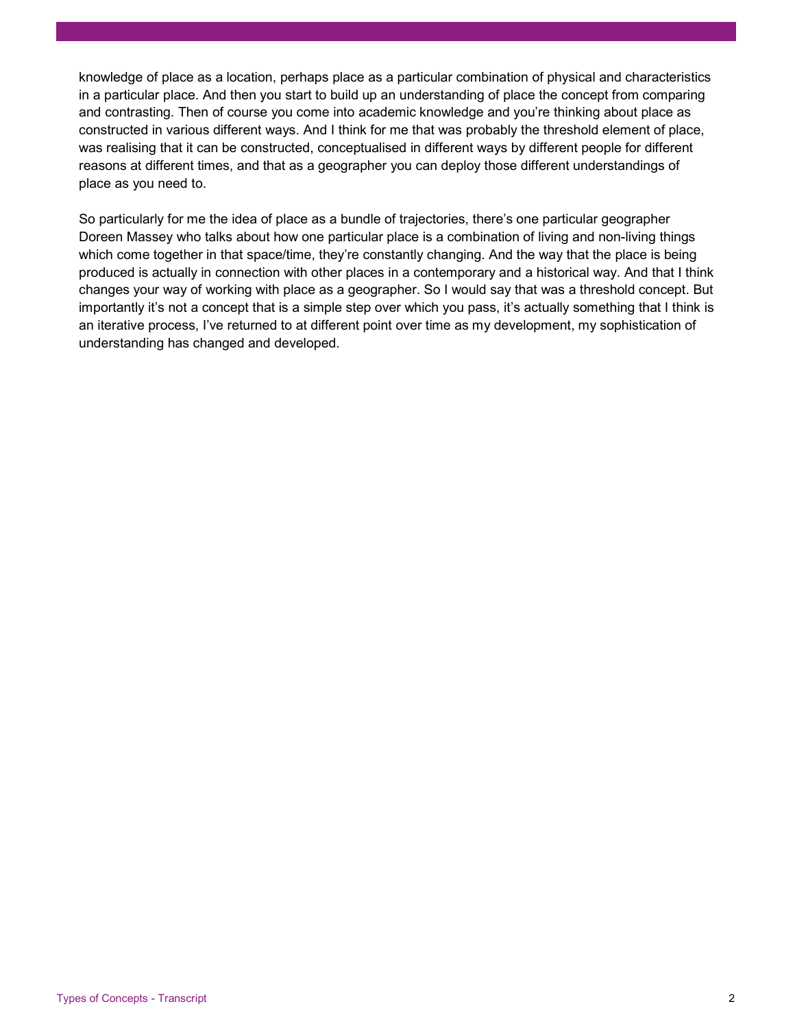knowledge of place as a location, perhaps place as a particular combination of physical and characteristics in a particular place. And then you start to build up an understanding of place the concept from comparing and contrasting. Then of course you come into academic knowledge and you're thinking about place as constructed in various different ways. And I think for me that was probably the threshold element of place, was realising that it can be constructed, conceptualised in different ways by different people for different reasons at different times, and that as a geographer you can deploy those different understandings of place as you need to.

So particularly for me the idea of place as a bundle of trajectories, there's one particular geographer Doreen Massey who talks about how one particular place is a combination of living and non-living things which come together in that space/time, they're constantly changing. And the way that the place is being produced is actually in connection with other places in a contemporary and a historical way. And that I think changes your way of working with place as a geographer. So I would say that was a threshold concept. But importantly it's not a concept that is a simple step over which you pass, it's actually something that I think is an iterative process, I've returned to at different point over time as my development, my sophistication of understanding has changed and developed.